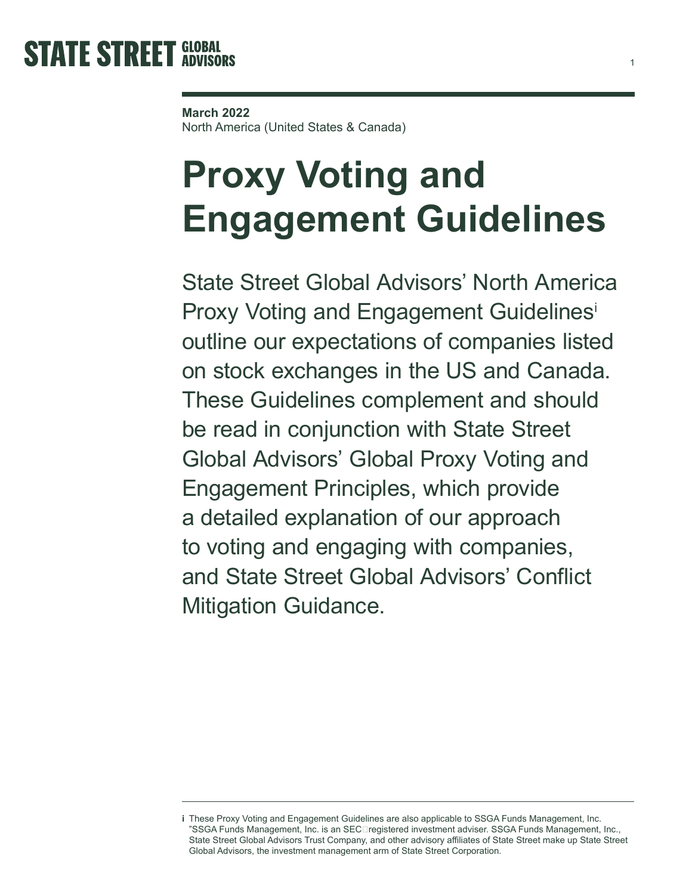**STATE STREET GLOBAL ADVISORS**

**March 2022**
North America (United States & Canada)

# Proxy Voting and Engagement Guidelines

State Street Global Advisors' North America Proxy Voting and Engagement Guidelines[i] outline our expectations of companies listed on stock exchanges in the US and Canada. These Guidelines complement and should be read in conjunction with State Street Global Advisors' Global Proxy Voting and Engagement Principles, which provide a detailed explanation of our approach to voting and engaging with companies, and State Street Global Advisors' Conflict Mitigation Guidance.

---

i These Proxy Voting and Engagement Guidelines are also applicable to SSGA Funds Management, Inc. "SSGA Funds Management, Inc. is an SEC-registered investment adviser. SSGA Funds Management, Inc., State Street Global Advisors Trust Company, and other advisory affiliates of State Street make up State Street Global Advisors, the investment management arm of State Street Corporation.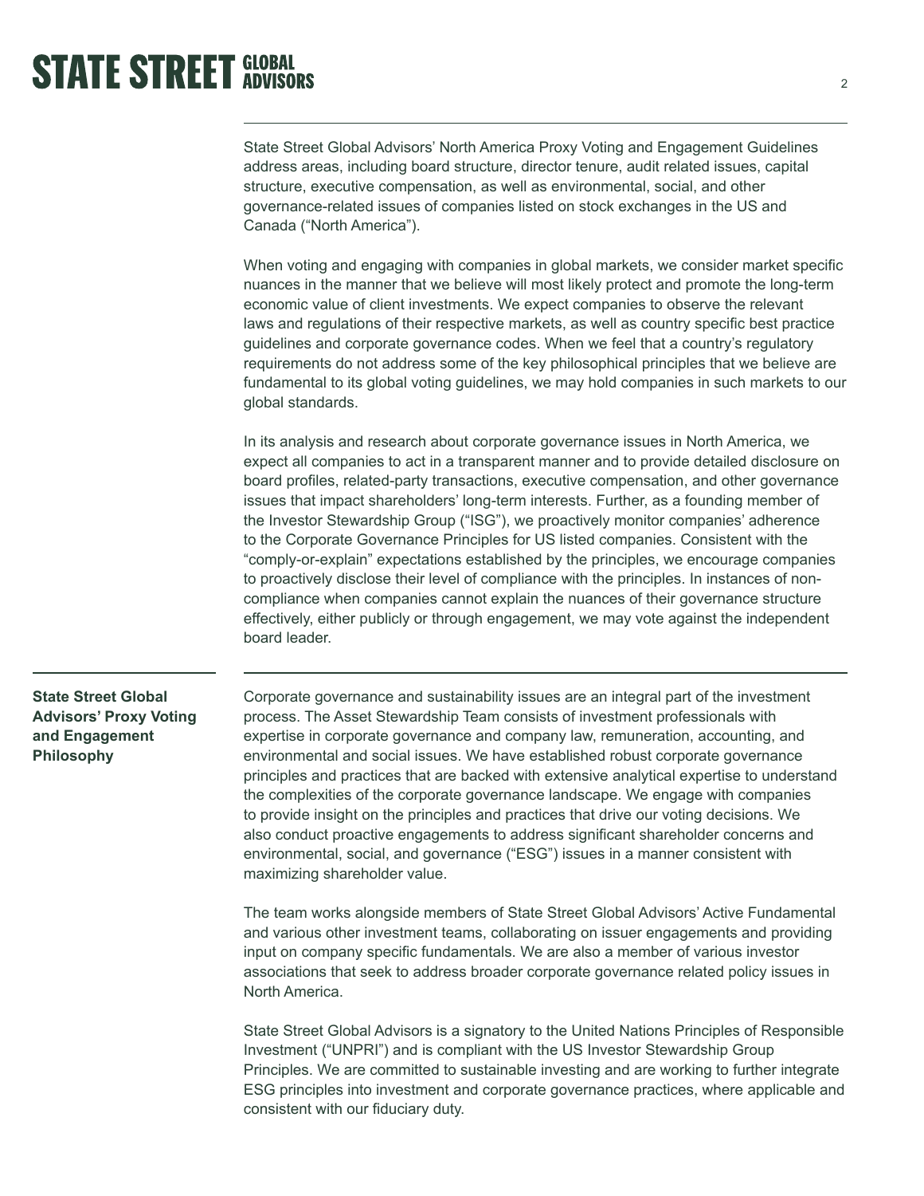State Street Global Advisors' North America Proxy Voting and Engagement Guidelines address areas, including board structure, director tenure, audit related issues, capital structure, executive compensation, as well as environmental, social, and other governance-related issues of companies listed on stock exchanges in the US and Canada ("North America").

When voting and engaging with companies in global markets, we consider market specific nuances in the manner that we believe will most likely protect and promote the long-term economic value of client investments. We expect companies to observe the relevant laws and regulations of their respective markets, as well as country specific best practice guidelines and corporate governance codes. When we feel that a country's regulatory requirements do not address some of the key philosophical principles that we believe are fundamental to its global voting guidelines, we may hold companies in such markets to our global standards.

In its analysis and research about corporate governance issues in North America, we expect all companies to act in a transparent manner and to provide detailed disclosure on board profiles, related-party transactions, executive compensation, and other governance issues that impact shareholders' long-term interests. Further, as a founding member of the Investor Stewardship Group ("ISG"), we proactively monitor companies' adherence to the Corporate Governance Principles for US listed companies. Consistent with the "comply-or-explain" expectations established by the principles, we encourage companies to proactively disclose their level of compliance with the principles. In instances of non-compliance when companies cannot explain the nuances of their governance structure effectively, either publicly or through engagement, we may vote against the independent board leader.

## State Street Global Advisors' Proxy Voting and Engagement Philosophy

Corporate governance and sustainability issues are an integral part of the investment process. The Asset Stewardship Team consists of investment professionals with expertise in corporate governance and company law, remuneration, accounting, and environmental and social issues. We have established robust corporate governance principles and practices that are backed with extensive analytical expertise to understand the complexities of the corporate governance landscape. We engage with companies to provide insight on the principles and practices that drive our voting decisions. We also conduct proactive engagements to address significant shareholder concerns and environmental, social, and governance ("ESG") issues in a manner consistent with maximizing shareholder value.

The team works alongside members of State Street Global Advisors' Active Fundamental and various other investment teams, collaborating on issuer engagements and providing input on company specific fundamentals. We are also a member of various investor associations that seek to address broader corporate governance related policy issues in North America.

State Street Global Advisors is a signatory to the United Nations Principles of Responsible Investment ("UNPRI") and is compliant with the US Investor Stewardship Group Principles. We are committed to sustainable investing and are working to further integrate ESG principles into investment and corporate governance practices, where applicable and consistent with our fiduciary duty.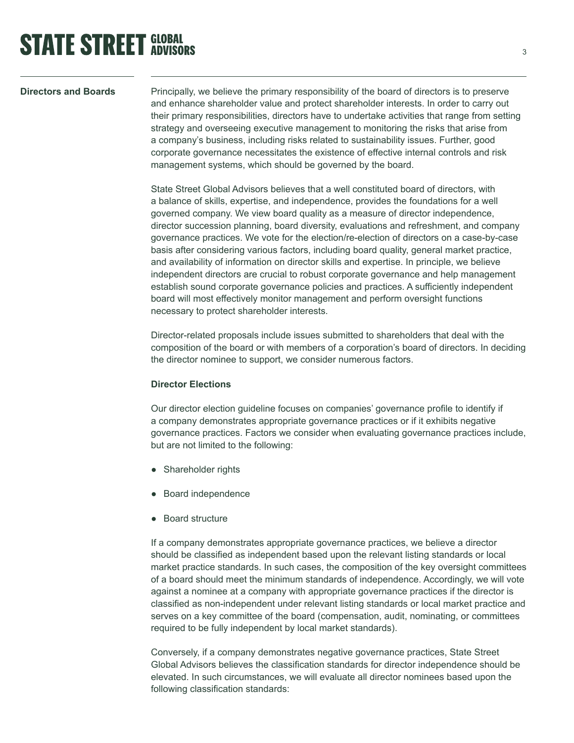## Directors and Boards

Principally, we believe the primary responsibility of the board of directors is to preserve and enhance shareholder value and protect shareholder interests. In order to carry out their primary responsibilities, directors have to undertake activities that range from setting strategy and overseeing executive management to monitoring the risks that arise from a company's business, including risks related to sustainability issues. Further, good corporate governance necessitates the existence of effective internal controls and risk management systems, which should be governed by the board.

State Street Global Advisors believes that a well constituted board of directors, with a balance of skills, expertise, and independence, provides the foundations for a well governed company. We view board quality as a measure of director independence, director succession planning, board diversity, evaluations and refreshment, and company governance practices. We vote for the election/re-election of directors on a case-by-case basis after considering various factors, including board quality, general market practice, and availability of information on director skills and expertise. In principle, we believe independent directors are crucial to robust corporate governance and help management establish sound corporate governance policies and practices. A sufficiently independent board will most effectively monitor management and perform oversight functions necessary to protect shareholder interests.

Director-related proposals include issues submitted to shareholders that deal with the composition of the board or with members of a corporation's board of directors. In deciding the director nominee to support, we consider numerous factors.

### Director Elections

Our director election guideline focuses on companies' governance profile to identify if a company demonstrates appropriate governance practices or if it exhibits negative governance practices. Factors we consider when evaluating governance practices include, but are not limited to the following:

- Shareholder rights
- Board independence
- Board structure

If a company demonstrates appropriate governance practices, we believe a director should be classified as independent based upon the relevant listing standards or local market practice standards. In such cases, the composition of the key oversight committees of a board should meet the minimum standards of independence. Accordingly, we will vote against a nominee at a company with appropriate governance practices if the director is classified as non-independent under relevant listing standards or local market practice and serves on a key committee of the board (compensation, audit, nominating, or committees required to be fully independent by local market standards).

Conversely, if a company demonstrates negative governance practices, State Street Global Advisors believes the classification standards for director independence should be elevated. In such circumstances, we will evaluate all director nominees based upon the following classification standards: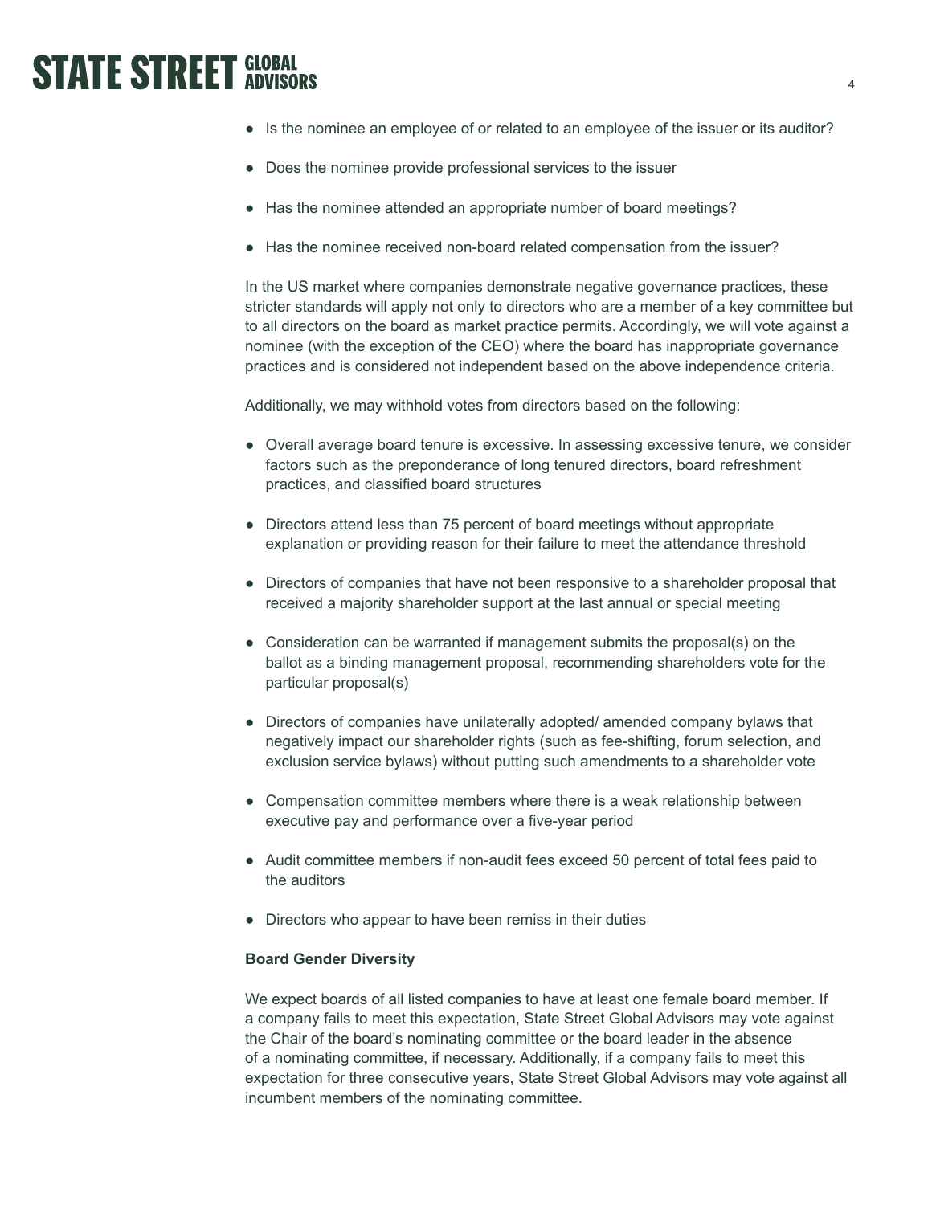- Is the nominee an employee of or related to an employee of the issuer or its auditor?
- Does the nominee provide professional services to the issuer
- Has the nominee attended an appropriate number of board meetings?
- Has the nominee received non-board related compensation from the issuer?

In the US market where companies demonstrate negative governance practices, these stricter standards will apply not only to directors who are a member of a key committee but to all directors on the board as market practice permits. Accordingly, we will vote against a nominee (with the exception of the CEO) where the board has inappropriate governance practices and is considered not independent based on the above independence criteria.

Additionally, we may withhold votes from directors based on the following:

- Overall average board tenure is excessive. In assessing excessive tenure, we consider factors such as the preponderance of long tenured directors, board refreshment practices, and classified board structures
- Directors attend less than 75 percent of board meetings without appropriate explanation or providing reason for their failure to meet the attendance threshold
- Directors of companies that have not been responsive to a shareholder proposal that received a majority shareholder support at the last annual or special meeting
- Consideration can be warranted if management submits the proposal(s) on the ballot as a binding management proposal, recommending shareholders vote for the particular proposal(s)
- Directors of companies have unilaterally adopted/ amended company bylaws that negatively impact our shareholder rights (such as fee-shifting, forum selection, and exclusion service bylaws) without putting such amendments to a shareholder vote
- Compensation committee members where there is a weak relationship between executive pay and performance over a five-year period
- Audit committee members if non-audit fees exceed 50 percent of total fees paid to the auditors
- Directors who appear to have been remiss in their duties

**Board Gender Diversity**

We expect boards of all listed companies to have at least one female board member. If a company fails to meet this expectation, State Street Global Advisors may vote against the Chair of the board's nominating committee or the board leader in the absence of a nominating committee, if necessary. Additionally, if a company fails to meet this expectation for three consecutive years, State Street Global Advisors may vote against all incumbent members of the nominating committee.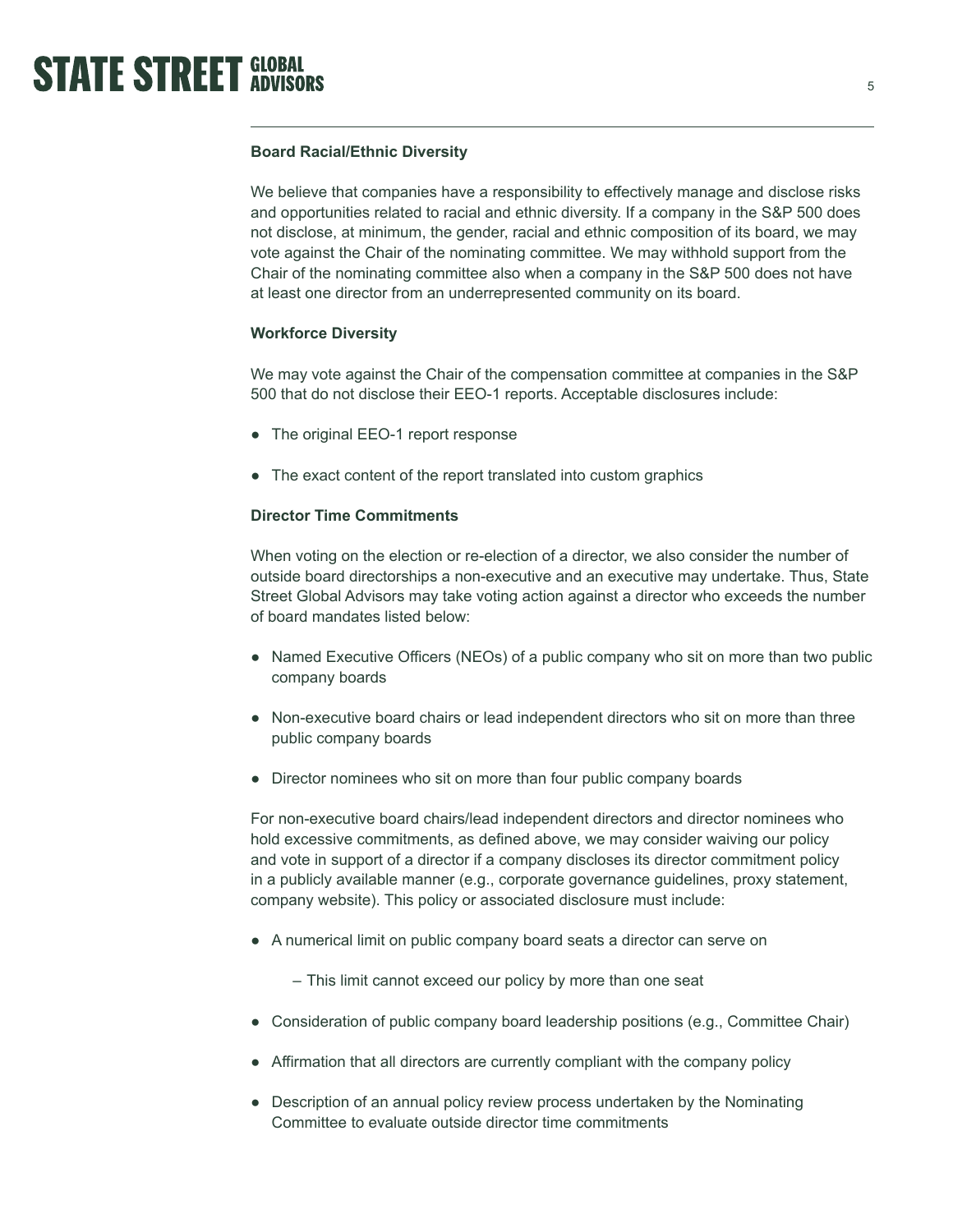### Board Racial/Ethnic Diversity

We believe that companies have a responsibility to effectively manage and disclose risks and opportunities related to racial and ethnic diversity. If a company in the S&P 500 does not disclose, at minimum, the gender, racial and ethnic composition of its board, we may vote against the Chair of the nominating committee. We may withhold support from the Chair of the nominating committee also when a company in the S&P 500 does not have at least one director from an underrepresented community on its board.

### Workforce Diversity

We may vote against the Chair of the compensation committee at companies in the S&P 500 that do not disclose their EEO-1 reports. Acceptable disclosures include:

- The original EEO-1 report response
- The exact content of the report translated into custom graphics

### Director Time Commitments

When voting on the election or re-election of a director, we also consider the number of outside board directorships a non-executive and an executive may undertake. Thus, State Street Global Advisors may take voting action against a director who exceeds the number of board mandates listed below:

- Named Executive Officers (NEOs) of a public company who sit on more than two public company boards
- Non-executive board chairs or lead independent directors who sit on more than three public company boards
- Director nominees who sit on more than four public company boards

For non-executive board chairs/lead independent directors and director nominees who hold excessive commitments, as defined above, we may consider waiving our policy and vote in support of a director if a company discloses its director commitment policy in a publicly available manner (e.g., corporate governance guidelines, proxy statement, company website). This policy or associated disclosure must include:

- A numerical limit on public company board seats a director can serve on
  - This limit cannot exceed our policy by more than one seat
- Consideration of public company board leadership positions (e.g., Committee Chair)
- Affirmation that all directors are currently compliant with the company policy
- Description of an annual policy review process undertaken by the Nominating Committee to evaluate outside director time commitments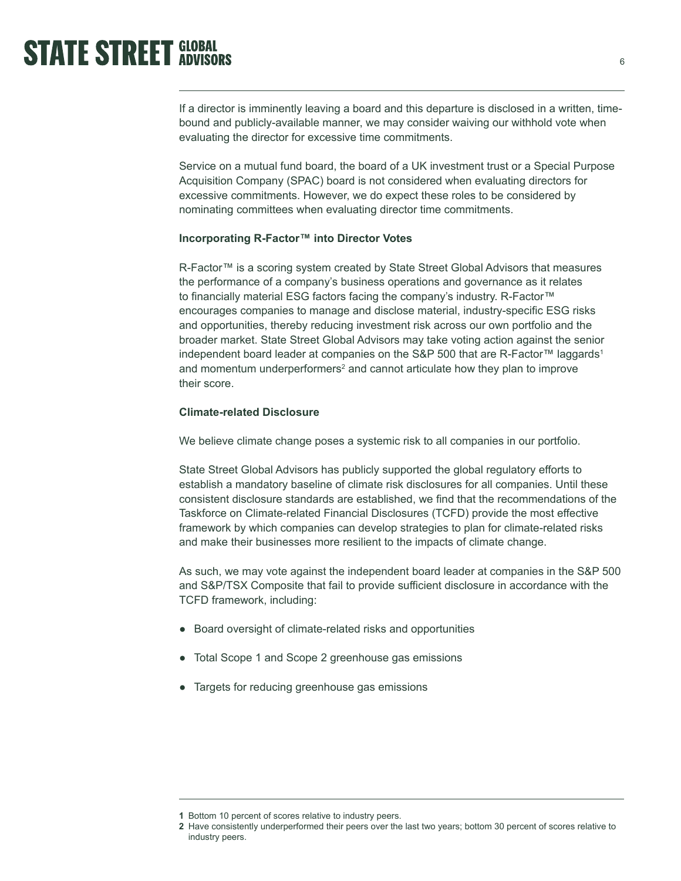If a director is imminently leaving a board and this departure is disclosed in a written, time-bound and publicly-available manner, we may consider waiving our withhold vote when evaluating the director for excessive time commitments.

Service on a mutual fund board, the board of a UK investment trust or a Special Purpose Acquisition Company (SPAC) board is not considered when evaluating directors for excessive commitments. However, we do expect these roles to be considered by nominating committees when evaluating director time commitments.

**Incorporating R-Factor™ into Director Votes**

R-Factor™ is a scoring system created by State Street Global Advisors that measures the performance of a company's business operations and governance as it relates to financially material ESG factors facing the company's industry. R-Factor™ encourages companies to manage and disclose material, industry-specific ESG risks and opportunities, thereby reducing investment risk across our own portfolio and the broader market. State Street Global Advisors may take voting action against the senior independent board leader at companies on the S&P 500 that are R-Factor™ laggards[1] and momentum underperformers[2] and cannot articulate how they plan to improve their score.

**Climate-related Disclosure**

We believe climate change poses a systemic risk to all companies in our portfolio.

State Street Global Advisors has publicly supported the global regulatory efforts to establish a mandatory baseline of climate risk disclosures for all companies. Until these consistent disclosure standards are established, we find that the recommendations of the Taskforce on Climate-related Financial Disclosures (TCFD) provide the most effective framework by which companies can develop strategies to plan for climate-related risks and make their businesses more resilient to the impacts of climate change.

As such, we may vote against the independent board leader at companies in the S&P 500 and S&P/TSX Composite that fail to provide sufficient disclosure in accordance with the TCFD framework, including:

- Board oversight of climate-related risks and opportunities
- Total Scope 1 and Scope 2 greenhouse gas emissions
- Targets for reducing greenhouse gas emissions

---

**1** Bottom 10 percent of scores relative to industry peers.

**2** Have consistently underperformed their peers over the last two years; bottom 30 percent of scores relative to industry peers.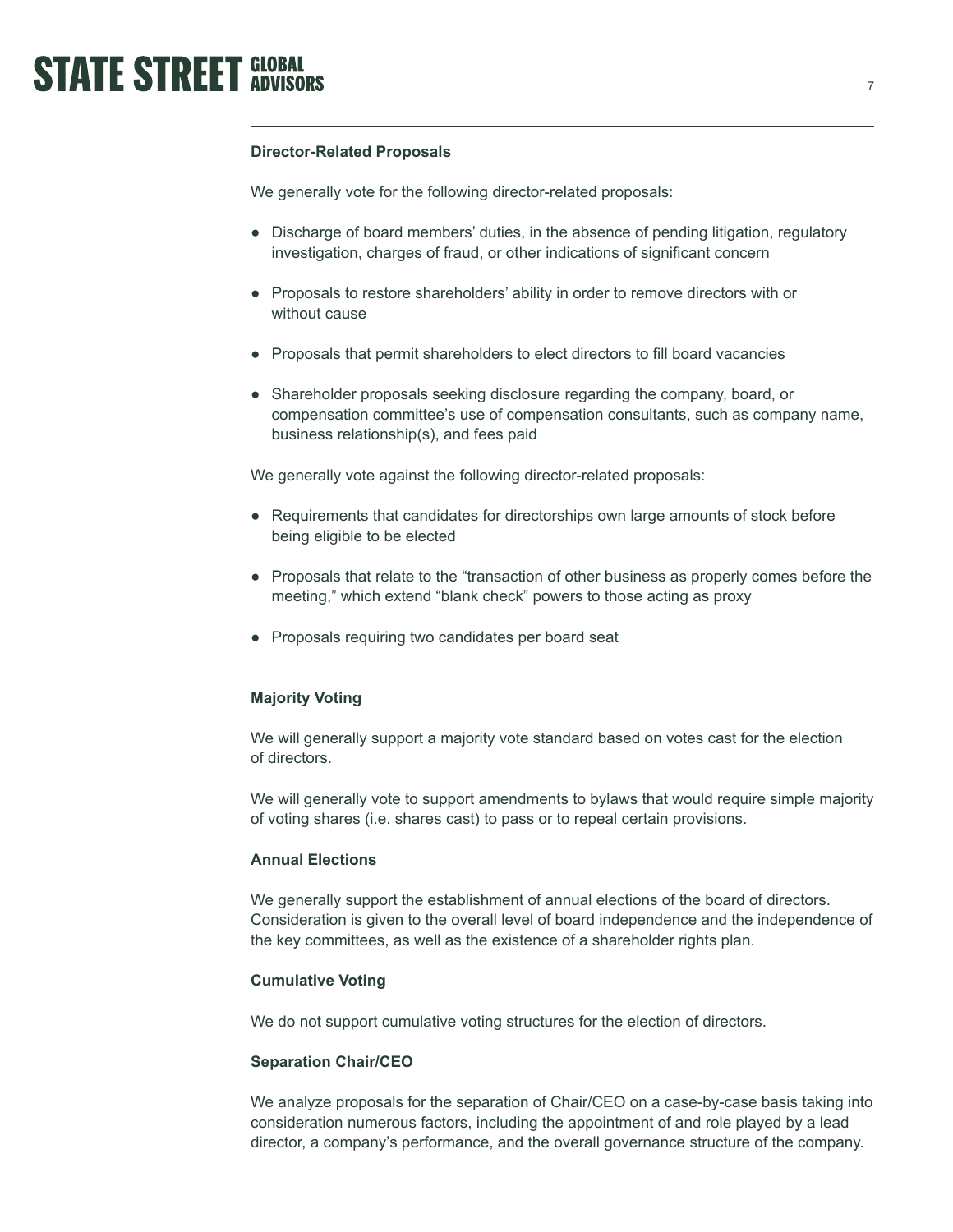### Director-Related Proposals

We generally vote for the following director-related proposals:

- Discharge of board members' duties, in the absence of pending litigation, regulatory investigation, charges of fraud, or other indications of significant concern
- Proposals to restore shareholders' ability in order to remove directors with or without cause
- Proposals that permit shareholders to elect directors to fill board vacancies
- Shareholder proposals seeking disclosure regarding the company, board, or compensation committee's use of compensation consultants, such as company name, business relationship(s), and fees paid

We generally vote against the following director-related proposals:

- Requirements that candidates for directorships own large amounts of stock before being eligible to be elected
- Proposals that relate to the "transaction of other business as properly comes before the meeting," which extend "blank check" powers to those acting as proxy
- Proposals requiring two candidates per board seat

### Majority Voting

We will generally support a majority vote standard based on votes cast for the election of directors.

We will generally vote to support amendments to bylaws that would require simple majority of voting shares (i.e. shares cast) to pass or to repeal certain provisions.

### Annual Elections

We generally support the establishment of annual elections of the board of directors. Consideration is given to the overall level of board independence and the independence of the key committees, as well as the existence of a shareholder rights plan.

### Cumulative Voting

We do not support cumulative voting structures for the election of directors.

### Separation Chair/CEO

We analyze proposals for the separation of Chair/CEO on a case-by-case basis taking into consideration numerous factors, including the appointment of and role played by a lead director, a company's performance, and the overall governance structure of the company.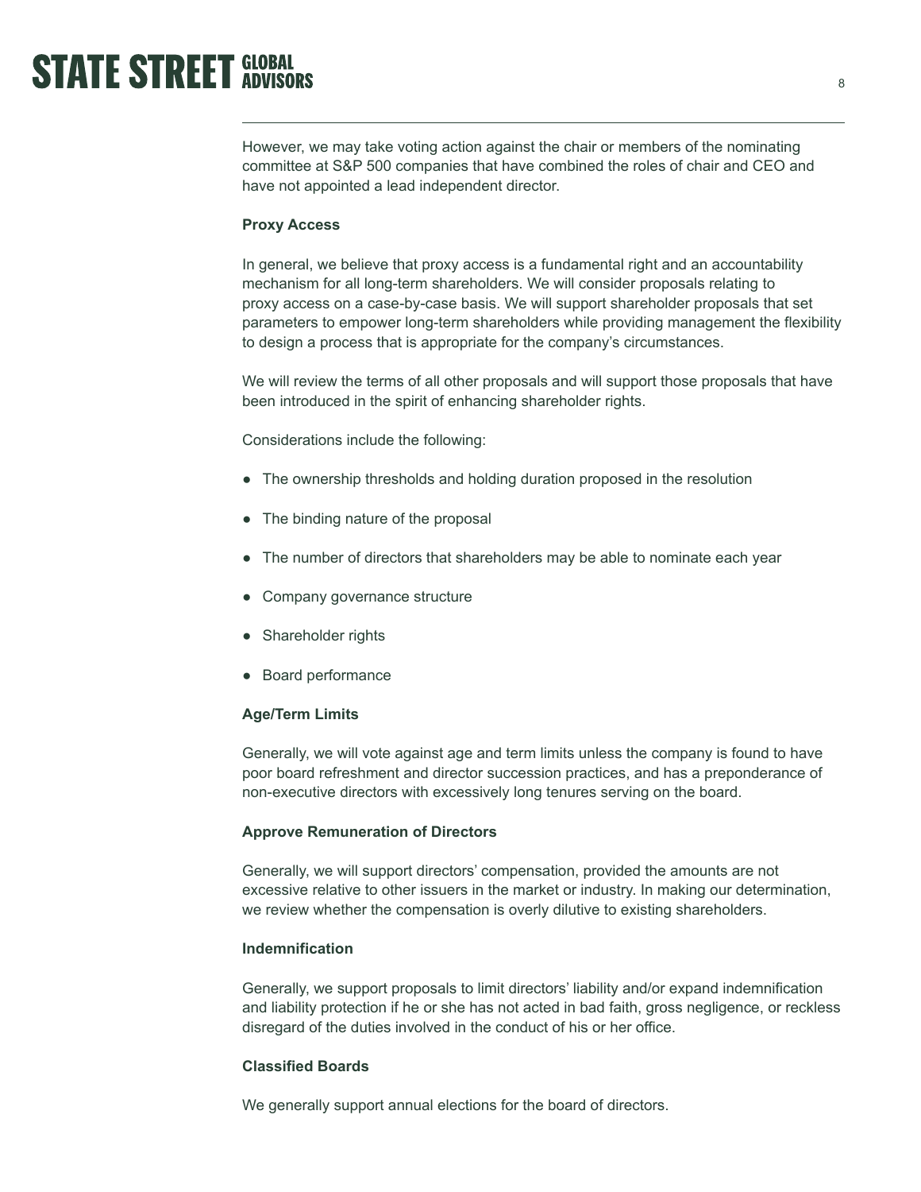However, we may take voting action against the chair or members of the nominating committee at S&P 500 companies that have combined the roles of chair and CEO and have not appointed a lead independent director.

**Proxy Access**

In general, we believe that proxy access is a fundamental right and an accountability mechanism for all long-term shareholders. We will consider proposals relating to proxy access on a case-by-case basis. We will support shareholder proposals that set parameters to empower long-term shareholders while providing management the flexibility to design a process that is appropriate for the company's circumstances.

We will review the terms of all other proposals and will support those proposals that have been introduced in the spirit of enhancing shareholder rights.

Considerations include the following:

- The ownership thresholds and holding duration proposed in the resolution
- The binding nature of the proposal
- The number of directors that shareholders may be able to nominate each year
- Company governance structure
- Shareholder rights
- Board performance

**Age/Term Limits**

Generally, we will vote against age and term limits unless the company is found to have poor board refreshment and director succession practices, and has a preponderance of non-executive directors with excessively long tenures serving on the board.

**Approve Remuneration of Directors**

Generally, we will support directors' compensation, provided the amounts are not excessive relative to other issuers in the market or industry. In making our determination, we review whether the compensation is overly dilutive to existing shareholders.

**Indemnification**

Generally, we support proposals to limit directors' liability and/or expand indemnification and liability protection if he or she has not acted in bad faith, gross negligence, or reckless disregard of the duties involved in the conduct of his or her office.

**Classified Boards**

We generally support annual elections for the board of directors.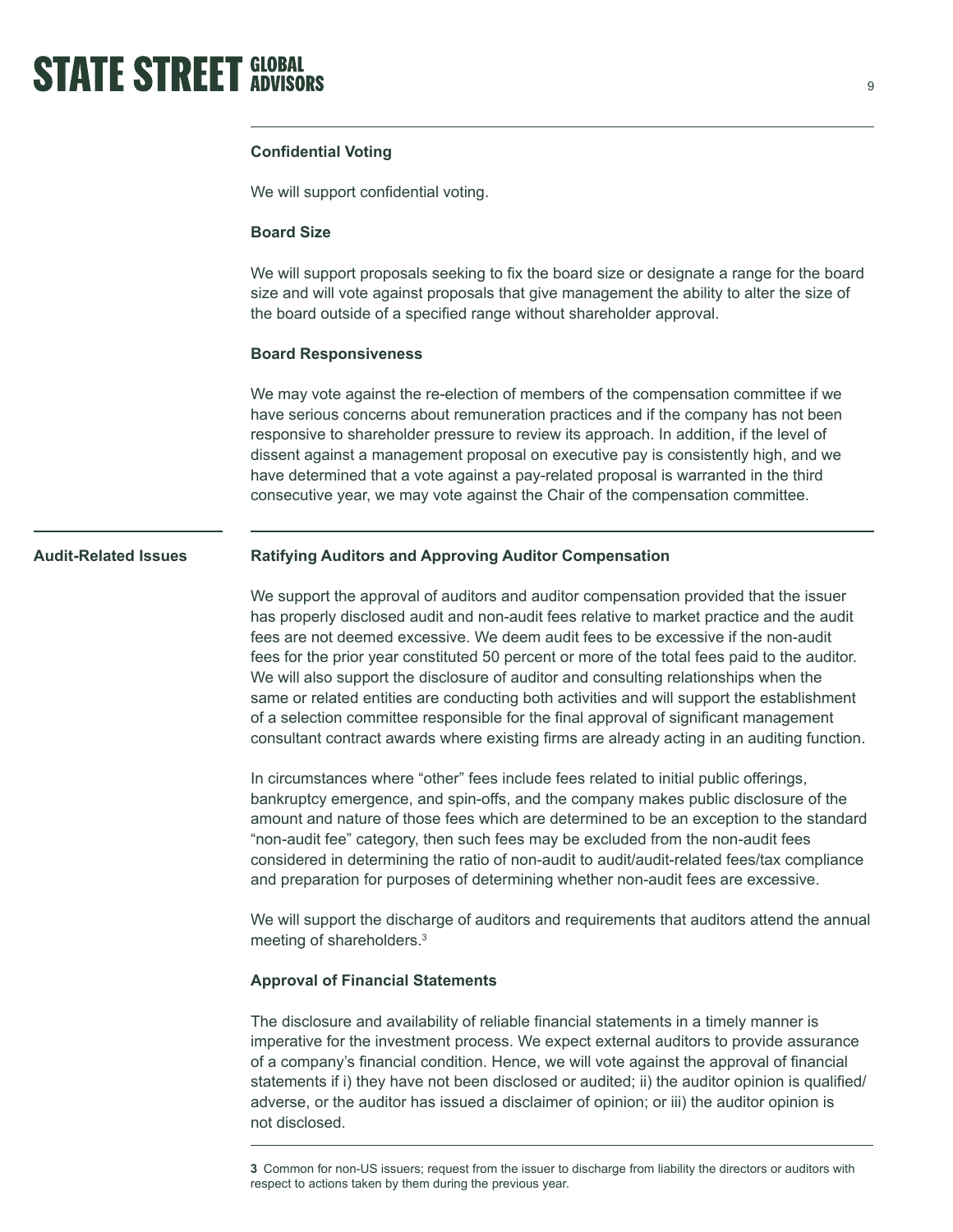### Confidential Voting

We will support confidential voting.

### Board Size

We will support proposals seeking to fix the board size or designate a range for the board size and will vote against proposals that give management the ability to alter the size of the board outside of a specified range without shareholder approval.

### Board Responsiveness

We may vote against the re-election of members of the compensation committee if we have serious concerns about remuneration practices and if the company has not been responsive to shareholder pressure to review its approach. In addition, if the level of dissent against a management proposal on executive pay is consistently high, and we have determined that a vote against a pay-related proposal is warranted in the third consecutive year, we may vote against the Chair of the compensation committee.

## Audit-Related Issues

### Ratifying Auditors and Approving Auditor Compensation

We support the approval of auditors and auditor compensation provided that the issuer has properly disclosed audit and non-audit fees relative to market practice and the audit fees are not deemed excessive. We deem audit fees to be excessive if the non-audit fees for the prior year constituted 50 percent or more of the total fees paid to the auditor. We will also support the disclosure of auditor and consulting relationships when the same or related entities are conducting both activities and will support the establishment of a selection committee responsible for the final approval of significant management consultant contract awards where existing firms are already acting in an auditing function.

In circumstances where "other" fees include fees related to initial public offerings, bankruptcy emergence, and spin-offs, and the company makes public disclosure of the amount and nature of those fees which are determined to be an exception to the standard "non-audit fee" category, then such fees may be excluded from the non-audit fees considered in determining the ratio of non-audit to audit/audit-related fees/tax compliance and preparation for purposes of determining whether non-audit fees are excessive.

We will support the discharge of auditors and requirements that auditors attend the annual meeting of shareholders.[3]

### Approval of Financial Statements

The disclosure and availability of reliable financial statements in a timely manner is imperative for the investment process. We expect external auditors to provide assurance of a company's financial condition. Hence, we will vote against the approval of financial statements if i) they have not been disclosed or audited; ii) the auditor opinion is qualified/adverse, or the auditor has issued a disclaimer of opinion; or iii) the auditor opinion is not disclosed.

---

**3** Common for non-US issuers; request from the issuer to discharge from liability the directors or auditors with respect to actions taken by them during the previous year.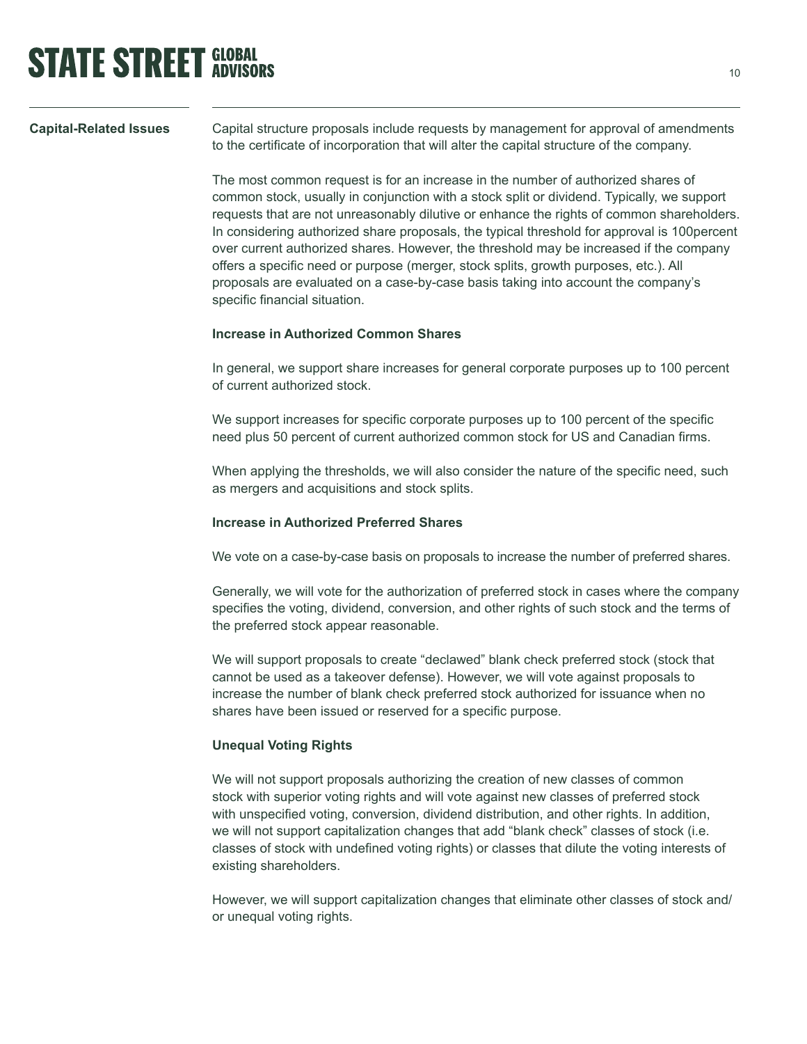## Capital-Related Issues

Capital structure proposals include requests by management for approval of amendments to the certificate of incorporation that will alter the capital structure of the company.

The most common request is for an increase in the number of authorized shares of common stock, usually in conjunction with a stock split or dividend. Typically, we support requests that are not unreasonably dilutive or enhance the rights of common shareholders. In considering authorized share proposals, the typical threshold for approval is 100percent over current authorized shares. However, the threshold may be increased if the company offers a specific need or purpose (merger, stock splits, growth purposes, etc.). All proposals are evaluated on a case-by-case basis taking into account the company's specific financial situation.

### Increase in Authorized Common Shares

In general, we support share increases for general corporate purposes up to 100 percent of current authorized stock.

We support increases for specific corporate purposes up to 100 percent of the specific need plus 50 percent of current authorized common stock for US and Canadian firms.

When applying the thresholds, we will also consider the nature of the specific need, such as mergers and acquisitions and stock splits.

### Increase in Authorized Preferred Shares

We vote on a case-by-case basis on proposals to increase the number of preferred shares.

Generally, we will vote for the authorization of preferred stock in cases where the company specifies the voting, dividend, conversion, and other rights of such stock and the terms of the preferred stock appear reasonable.

We will support proposals to create "declawed" blank check preferred stock (stock that cannot be used as a takeover defense). However, we will vote against proposals to increase the number of blank check preferred stock authorized for issuance when no shares have been issued or reserved for a specific purpose.

### Unequal Voting Rights

We will not support proposals authorizing the creation of new classes of common stock with superior voting rights and will vote against new classes of preferred stock with unspecified voting, conversion, dividend distribution, and other rights. In addition, we will not support capitalization changes that add "blank check" classes of stock (i.e. classes of stock with undefined voting rights) or classes that dilute the voting interests of existing shareholders.

However, we will support capitalization changes that eliminate other classes of stock and/or unequal voting rights.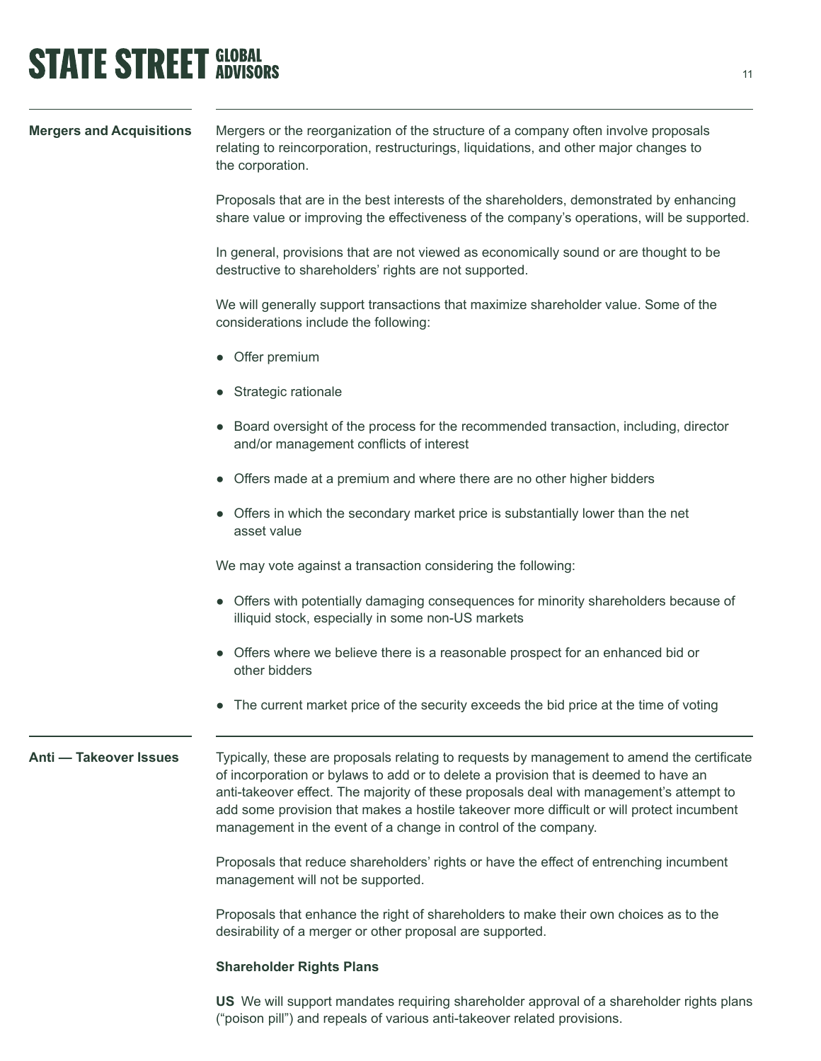## Mergers and Acquisitions

Mergers or the reorganization of the structure of a company often involve proposals relating to reincorporation, restructurings, liquidations, and other major changes to the corporation.

Proposals that are in the best interests of the shareholders, demonstrated by enhancing share value or improving the effectiveness of the company's operations, will be supported.

In general, provisions that are not viewed as economically sound or are thought to be destructive to shareholders' rights are not supported.

We will generally support transactions that maximize shareholder value. Some of the considerations include the following:

- Offer premium
- Strategic rationale
- Board oversight of the process for the recommended transaction, including, director and/or management conflicts of interest
- Offers made at a premium and where there are no other higher bidders
- Offers in which the secondary market price is substantially lower than the net asset value

We may vote against a transaction considering the following:

- Offers with potentially damaging consequences for minority shareholders because of illiquid stock, especially in some non-US markets
- Offers where we believe there is a reasonable prospect for an enhanced bid or other bidders
- The current market price of the security exceeds the bid price at the time of voting

## Anti — Takeover Issues

Typically, these are proposals relating to requests by management to amend the certificate of incorporation or bylaws to add or to delete a provision that is deemed to have an anti-takeover effect. The majority of these proposals deal with management's attempt to add some provision that makes a hostile takeover more difficult or will protect incumbent management in the event of a change in control of the company.

Proposals that reduce shareholders' rights or have the effect of entrenching incumbent management will not be supported.

Proposals that enhance the right of shareholders to make their own choices as to the desirability of a merger or other proposal are supported.

### Shareholder Rights Plans

**US** We will support mandates requiring shareholder approval of a shareholder rights plans ("poison pill") and repeals of various anti-takeover related provisions.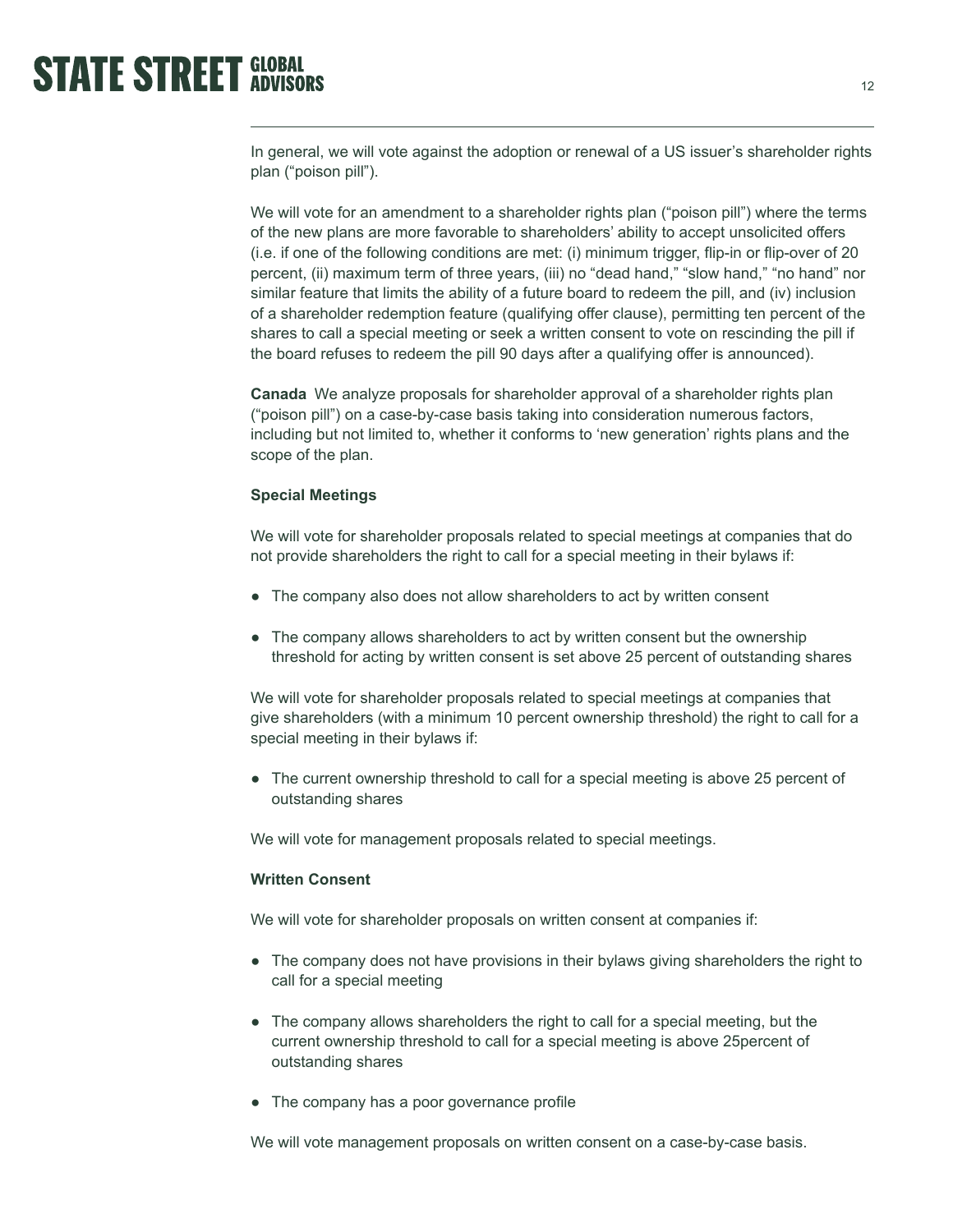In general, we will vote against the adoption or renewal of a US issuer's shareholder rights plan ("poison pill").

We will vote for an amendment to a shareholder rights plan ("poison pill") where the terms of the new plans are more favorable to shareholders' ability to accept unsolicited offers (i.e. if one of the following conditions are met: (i) minimum trigger, flip-in or flip-over of 20 percent, (ii) maximum term of three years, (iii) no "dead hand," "slow hand," "no hand" nor similar feature that limits the ability of a future board to redeem the pill, and (iv) inclusion of a shareholder redemption feature (qualifying offer clause), permitting ten percent of the shares to call a special meeting or seek a written consent to vote on rescinding the pill if the board refuses to redeem the pill 90 days after a qualifying offer is announced).

**Canada** We analyze proposals for shareholder approval of a shareholder rights plan ("poison pill") on a case-by-case basis taking into consideration numerous factors, including but not limited to, whether it conforms to 'new generation' rights plans and the scope of the plan.

**Special Meetings**

We will vote for shareholder proposals related to special meetings at companies that do not provide shareholders the right to call for a special meeting in their bylaws if:

- The company also does not allow shareholders to act by written consent
- The company allows shareholders to act by written consent but the ownership threshold for acting by written consent is set above 25 percent of outstanding shares

We will vote for shareholder proposals related to special meetings at companies that give shareholders (with a minimum 10 percent ownership threshold) the right to call for a special meeting in their bylaws if:

- The current ownership threshold to call for a special meeting is above 25 percent of outstanding shares

We will vote for management proposals related to special meetings.

**Written Consent**

We will vote for shareholder proposals on written consent at companies if:

- The company does not have provisions in their bylaws giving shareholders the right to call for a special meeting
- The company allows shareholders the right to call for a special meeting, but the current ownership threshold to call for a special meeting is above 25percent of outstanding shares
- The company has a poor governance profile

We will vote management proposals on written consent on a case-by-case basis.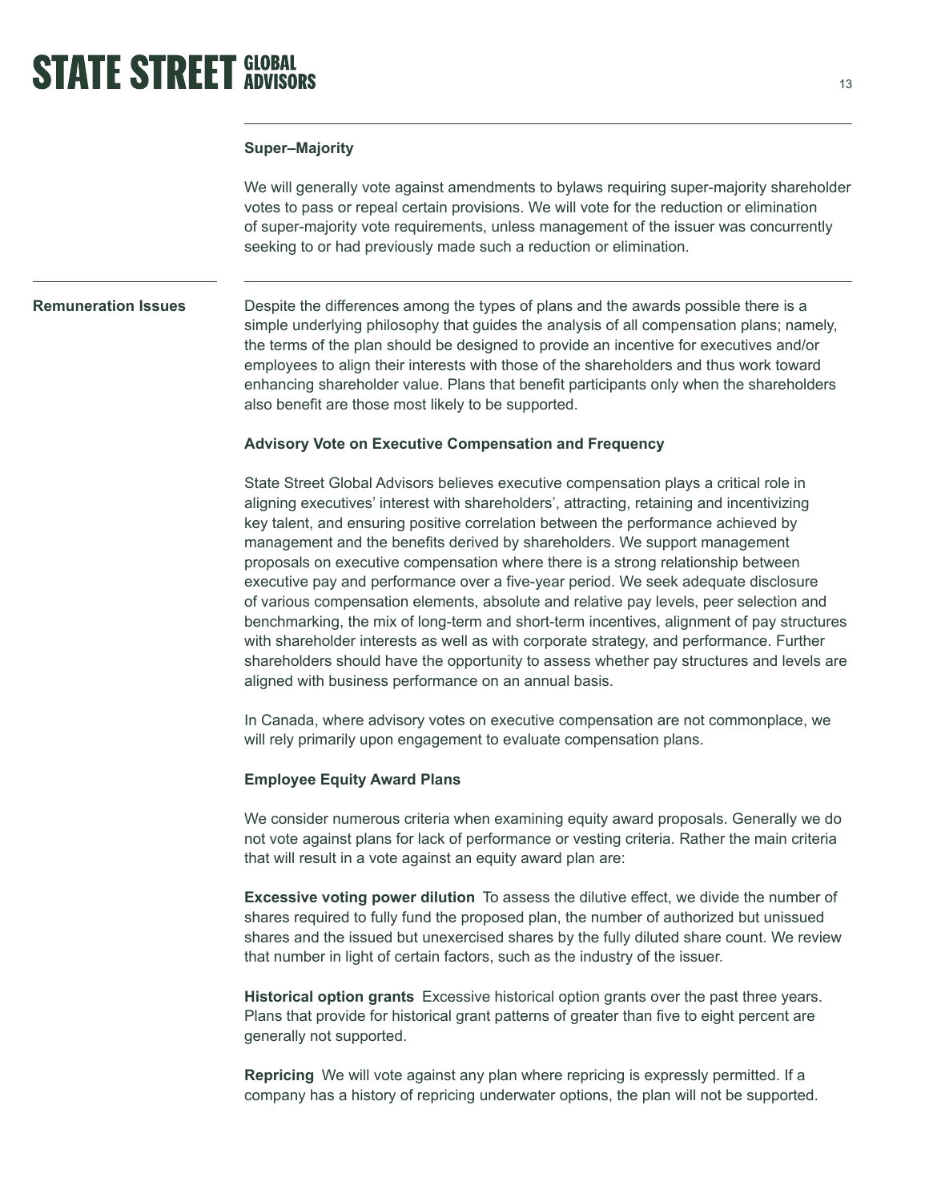### Super–Majority

We will generally vote against amendments to bylaws requiring super-majority shareholder votes to pass or repeal certain provisions. We will vote for the reduction or elimination of super-majority vote requirements, unless management of the issuer was concurrently seeking to or had previously made such a reduction or elimination.

## Remuneration Issues

Despite the differences among the types of plans and the awards possible there is a simple underlying philosophy that guides the analysis of all compensation plans; namely, the terms of the plan should be designed to provide an incentive for executives and/or employees to align their interests with those of the shareholders and thus work toward enhancing shareholder value. Plans that benefit participants only when the shareholders also benefit are those most likely to be supported.

### Advisory Vote on Executive Compensation and Frequency

State Street Global Advisors believes executive compensation plays a critical role in aligning executives' interest with shareholders', attracting, retaining and incentivizing key talent, and ensuring positive correlation between the performance achieved by management and the benefits derived by shareholders. We support management proposals on executive compensation where there is a strong relationship between executive pay and performance over a five-year period. We seek adequate disclosure of various compensation elements, absolute and relative pay levels, peer selection and benchmarking, the mix of long-term and short-term incentives, alignment of pay structures with shareholder interests as well as with corporate strategy, and performance. Further shareholders should have the opportunity to assess whether pay structures and levels are aligned with business performance on an annual basis.

In Canada, where advisory votes on executive compensation are not commonplace, we will rely primarily upon engagement to evaluate compensation plans.

### Employee Equity Award Plans

We consider numerous criteria when examining equity award proposals. Generally we do not vote against plans for lack of performance or vesting criteria. Rather the main criteria that will result in a vote against an equity award plan are:

**Excessive voting power dilution** To assess the dilutive effect, we divide the number of shares required to fully fund the proposed plan, the number of authorized but unissued shares and the issued but unexercised shares by the fully diluted share count. We review that number in light of certain factors, such as the industry of the issuer.

**Historical option grants** Excessive historical option grants over the past three years. Plans that provide for historical grant patterns of greater than five to eight percent are generally not supported.

**Repricing** We will vote against any plan where repricing is expressly permitted. If a company has a history of repricing underwater options, the plan will not be supported.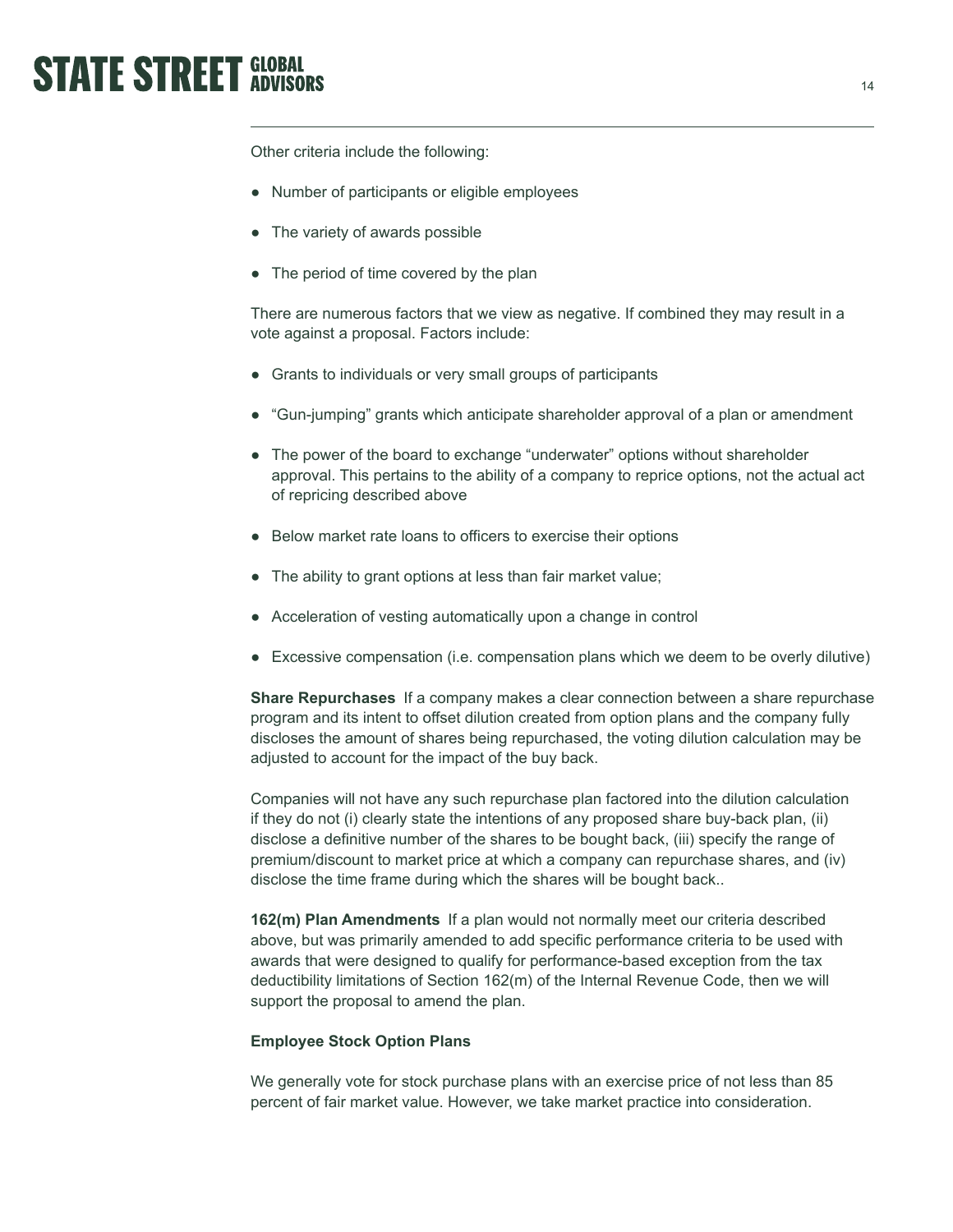Other criteria include the following:

- Number of participants or eligible employees
- The variety of awards possible
- The period of time covered by the plan

There are numerous factors that we view as negative. If combined they may result in a vote against a proposal. Factors include:

- Grants to individuals or very small groups of participants
- "Gun-jumping" grants which anticipate shareholder approval of a plan or amendment
- The power of the board to exchange "underwater" options without shareholder approval. This pertains to the ability of a company to reprice options, not the actual act of repricing described above
- Below market rate loans to officers to exercise their options
- The ability to grant options at less than fair market value;
- Acceleration of vesting automatically upon a change in control
- Excessive compensation (i.e. compensation plans which we deem to be overly dilutive)

**Share Repurchases** If a company makes a clear connection between a share repurchase program and its intent to offset dilution created from option plans and the company fully discloses the amount of shares being repurchased, the voting dilution calculation may be adjusted to account for the impact of the buy back.

Companies will not have any such repurchase plan factored into the dilution calculation if they do not (i) clearly state the intentions of any proposed share buy-back plan, (ii) disclose a definitive number of the shares to be bought back, (iii) specify the range of premium/discount to market price at which a company can repurchase shares, and (iv) disclose the time frame during which the shares will be bought back..

**162(m) Plan Amendments** If a plan would not normally meet our criteria described above, but was primarily amended to add specific performance criteria to be used with awards that were designed to qualify for performance-based exception from the tax deductibility limitations of Section 162(m) of the Internal Revenue Code, then we will support the proposal to amend the plan.

**Employee Stock Option Plans**

We generally vote for stock purchase plans with an exercise price of not less than 85 percent of fair market value. However, we take market practice into consideration.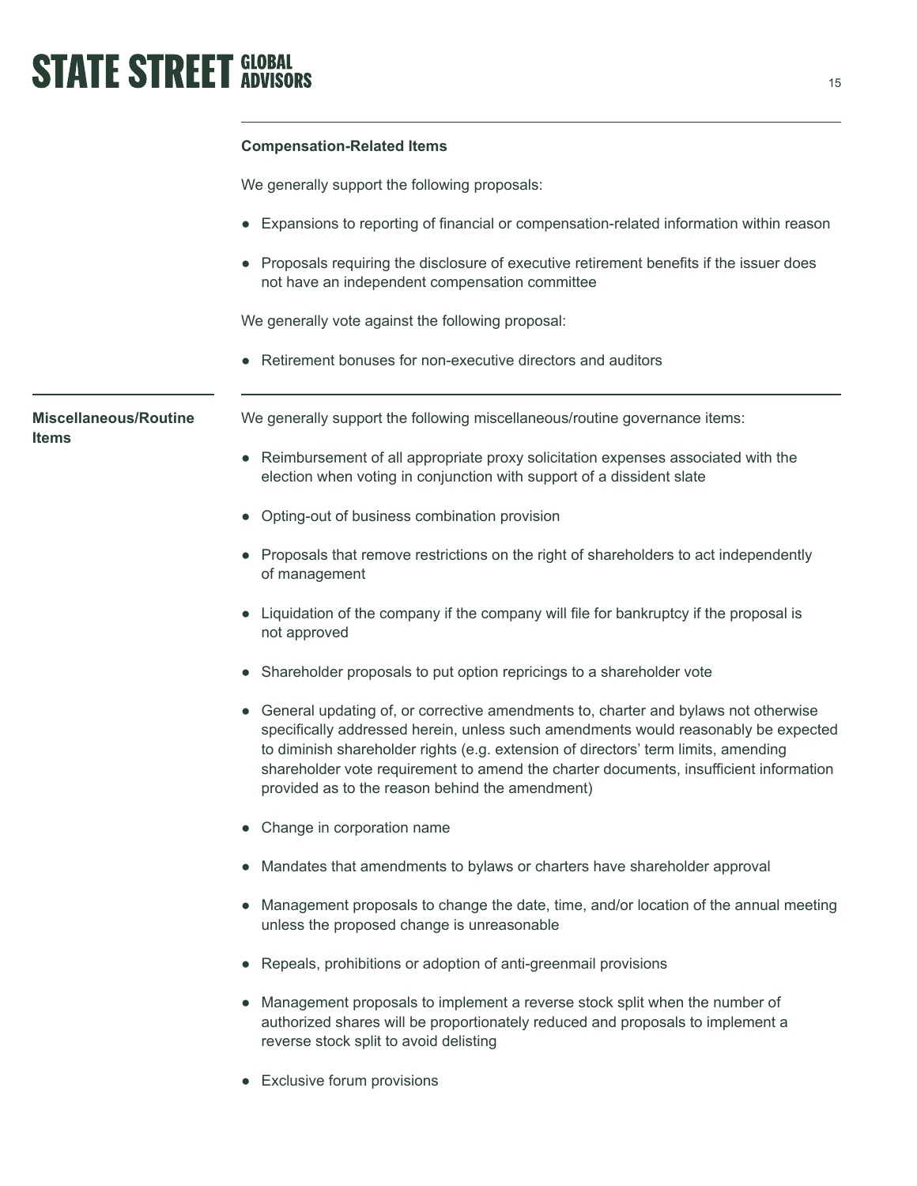**Compensation-Related Items**

We generally support the following proposals:

- Expansions to reporting of financial or compensation-related information within reason
- Proposals requiring the disclosure of executive retirement benefits if the issuer does not have an independent compensation committee

We generally vote against the following proposal:

- Retirement bonuses for non-executive directors and auditors

### Miscellaneous/Routine Items

We generally support the following miscellaneous/routine governance items:

- Reimbursement of all appropriate proxy solicitation expenses associated with the election when voting in conjunction with support of a dissident slate
- Opting-out of business combination provision
- Proposals that remove restrictions on the right of shareholders to act independently of management
- Liquidation of the company if the company will file for bankruptcy if the proposal is not approved
- Shareholder proposals to put option repricings to a shareholder vote
- General updating of, or corrective amendments to, charter and bylaws not otherwise specifically addressed herein, unless such amendments would reasonably be expected to diminish shareholder rights (e.g. extension of directors' term limits, amending shareholder vote requirement to amend the charter documents, insufficient information provided as to the reason behind the amendment)
- Change in corporation name
- Mandates that amendments to bylaws or charters have shareholder approval
- Management proposals to change the date, time, and/or location of the annual meeting unless the proposed change is unreasonable
- Repeals, prohibitions or adoption of anti-greenmail provisions
- Management proposals to implement a reverse stock split when the number of authorized shares will be proportionately reduced and proposals to implement a reverse stock split to avoid delisting
- Exclusive forum provisions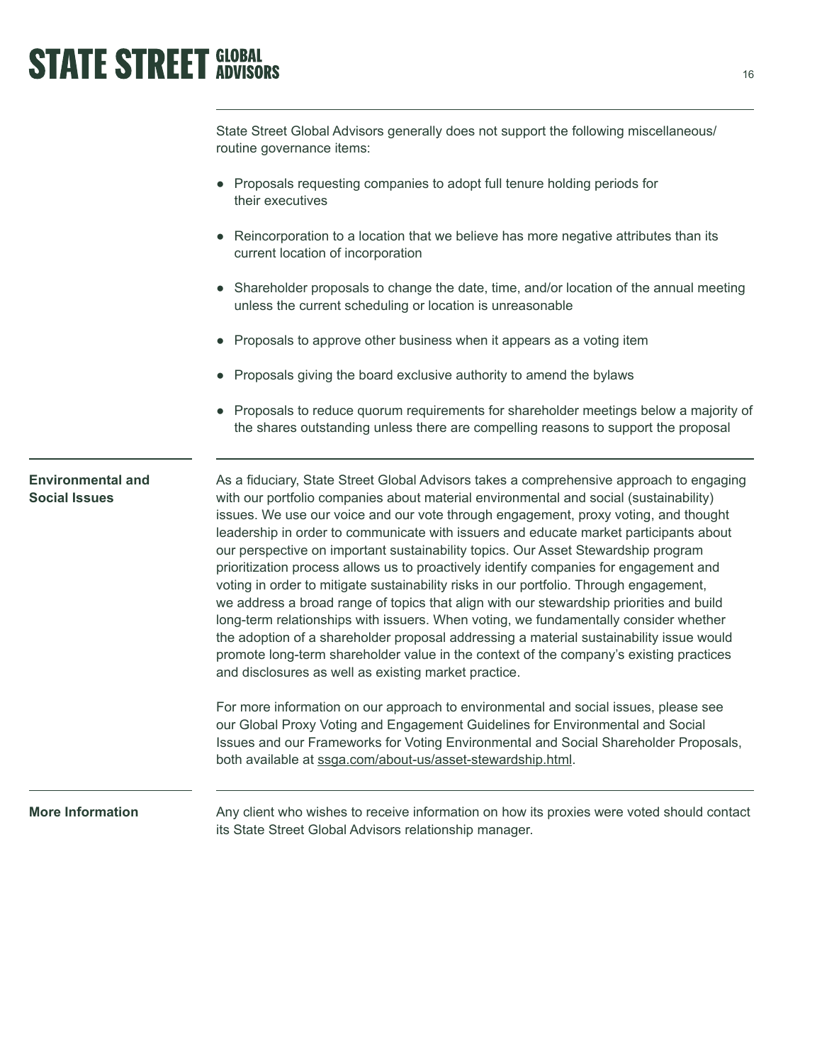State Street Global Advisors generally does not support the following miscellaneous/routine governance items:

- Proposals requesting companies to adopt full tenure holding periods for their executives
- Reincorporation to a location that we believe has more negative attributes than its current location of incorporation
- Shareholder proposals to change the date, time, and/or location of the annual meeting unless the current scheduling or location is unreasonable
- Proposals to approve other business when it appears as a voting item
- Proposals giving the board exclusive authority to amend the bylaws
- Proposals to reduce quorum requirements for shareholder meetings below a majority of the shares outstanding unless there are compelling reasons to support the proposal

## Environmental and Social Issues

As a fiduciary, State Street Global Advisors takes a comprehensive approach to engaging with our portfolio companies about material environmental and social (sustainability) issues. We use our voice and our vote through engagement, proxy voting, and thought leadership in order to communicate with issuers and educate market participants about our perspective on important sustainability topics. Our Asset Stewardship program prioritization process allows us to proactively identify companies for engagement and voting in order to mitigate sustainability risks in our portfolio. Through engagement, we address a broad range of topics that align with our stewardship priorities and build long-term relationships with issuers. When voting, we fundamentally consider whether the adoption of a shareholder proposal addressing a material sustainability issue would promote long-term shareholder value in the context of the company's existing practices and disclosures as well as existing market practice.

For more information on our approach to environmental and social issues, please see our Global Proxy Voting and Engagement Guidelines for Environmental and Social Issues and our Frameworks for Voting Environmental and Social Shareholder Proposals, both available at ssga.com/about-us/asset-stewardship.html.

## More Information

Any client who wishes to receive information on how its proxies were voted should contact its State Street Global Advisors relationship manager.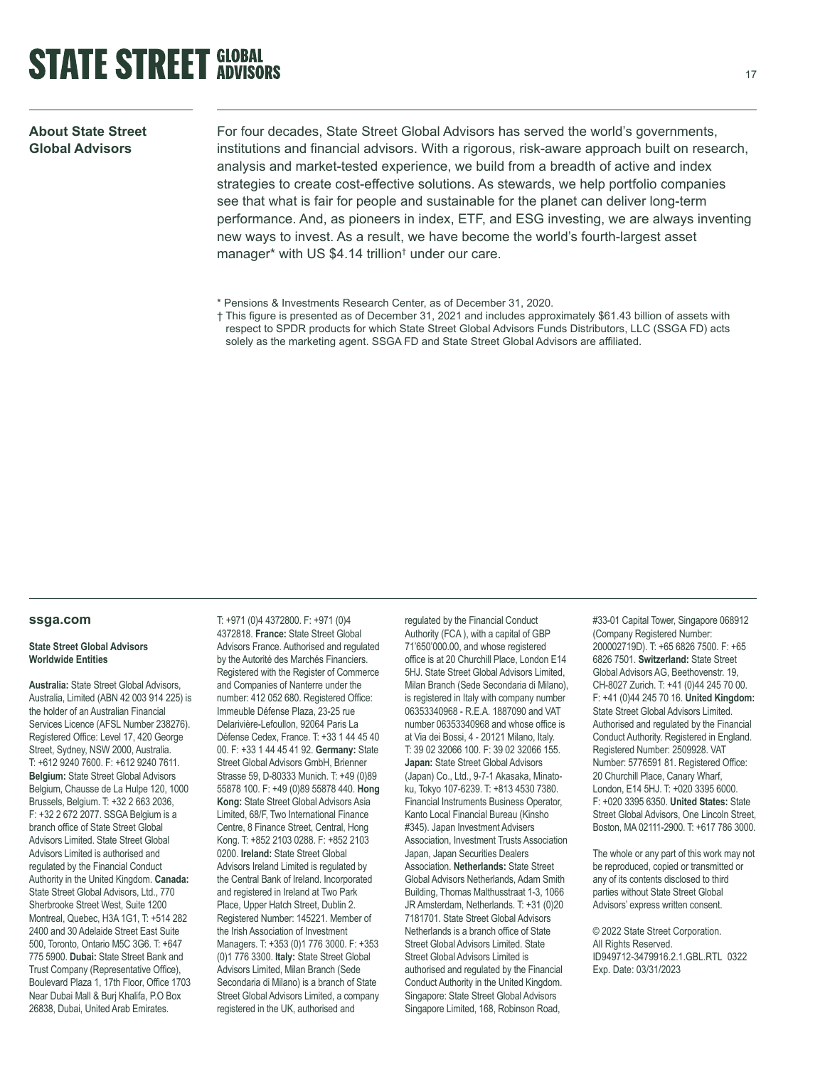## About State Street Global Advisors

For four decades, State Street Global Advisors has served the world's governments, institutions and financial advisors. With a rigorous, risk-aware approach built on research, analysis and market-tested experience, we build from a breadth of active and index strategies to create cost-effective solutions. As stewards, we help portfolio companies see that what is fair for people and sustainable for the planet can deliver long-term performance. And, as pioneers in index, ETF, and ESG investing, we are always inventing new ways to invest. As a result, we have become the world's fourth-largest asset manager* with US $4.14 trillion† under our care.

\* Pensions & Investments Research Center, as of December 31, 2020.

† This figure is presented as of December 31, 2021 and includes approximately $61.43 billion of assets with respect to SPDR products for which State Street Global Advisors Funds Distributors, LLC (SSGA FD) acts solely as the marketing agent. SSGA FD and State Street Global Advisors are affiliated.

**ssga.com**

**State Street Global Advisors Worldwide Entities**

**Australia:** State Street Global Advisors, Australia, Limited (ABN 42 003 914 225) is the holder of an Australian Financial Services Licence (AFSL Number 238276). Registered Office: Level 17, 420 George Street, Sydney, NSW 2000, Australia. T: +612 9240 7600. F: +612 9240 7611. **Belgium:** State Street Global Advisors Belgium, Chausse de La Hulpe 120, 1000 Brussels, Belgium. T: +32 2 663 2036, F: +32 2 672 2077. SSGA Belgium is a branch office of State Street Global Advisors Limited. State Street Global Advisors Limited is authorised and regulated by the Financial Conduct Authority in the United Kingdom. **Canada:** State Street Global Advisors, Ltd., 770 Sherbrooke Street West, Suite 1200 Montreal, Quebec, H3A 1G1, T: +514 282 2400 and 30 Adelaide Street East Suite 500, Toronto, Ontario M5C 3G6. T: +647 775 5900. **Dubai:** State Street Bank and Trust Company (Representative Office), Boulevard Plaza 1, 17th Floor, Office 1703 Near Dubai Mall & Burj Khalifa, P.O Box 26838, Dubai, United Arab Emirates. T: +971 (0)4 4372800. F: +971 (0)4 4372818. **France:** State Street Global Advisors France. Authorised and regulated by the Autorité des Marchés Financiers. Registered with the Register of Commerce and Companies of Nanterre under the number: 412 052 680. Registered Office: Immeuble Défense Plaza, 23-25 rue Delarivière-Lefoullon, 92064 Paris La Défense Cedex, France. T: +33 1 44 45 40 00. F: +33 1 44 45 41 92. **Germany:** State Street Global Advisors GmbH, Brienner Strasse 59, D-80333 Munich. T: +49 (0)89 55878 100. F: +49 (0)89 55878 440. **Hong Kong:** State Street Global Advisors Asia Limited, 68/F, Two International Finance Centre, 8 Finance Street, Central, Hong Kong. T: +852 2103 0288. F: +852 2103 0200. **Ireland:** State Street Global Advisors Ireland Limited is regulated by the Central Bank of Ireland. Incorporated and registered in Ireland at Two Park Place, Upper Hatch Street, Dublin 2. Registered Number: 145221. Member of the Irish Association of Investment Managers. T: +353 (0)1 776 3000. F: +353 (0)1 776 3300. **Italy:** State Street Global Advisors Limited, Milan Branch (Sede Secondaria di Milano) is a branch of State Street Global Advisors Limited, a company registered in the UK, authorised and regulated by the Financial Conduct Authority (FCA ), with a capital of GBP 71'650'000.00, and whose registered office is at 20 Churchill Place, London E14 5HJ. State Street Global Advisors Limited, Milan Branch (Sede Secondaria di Milano), is registered in Italy with company number 06353340968 - R.E.A. 1887090 and VAT number 06353340968 and whose office is at Via dei Bossi, 4 - 20121 Milano, Italy. T: 39 02 32066 100. F: 39 02 32066 155. **Japan:** State Street Global Advisors (Japan) Co., Ltd., 9-7-1 Akasaka, Minato-ku, Tokyo 107-6239. T: +813 4530 7380. Financial Instruments Business Operator, Kanto Local Financial Bureau (Kinsho #345). Japan Investment Advisers Association, Investment Trusts Association Japan, Japan Securities Dealers Association. **Netherlands:** State Street Global Advisors Netherlands, Adam Smith Building, Thomas Malthusstraat 1-3, 1066 JR Amsterdam, Netherlands. T: +31 (0)20 7181701. State Street Global Advisors Netherlands is a branch office of State Street Global Advisors Limited. State Street Global Advisors Limited is authorised and regulated by the Financial Conduct Authority in the United Kingdom. Singapore: State Street Global Advisors Singapore Limited, 168, Robinson Road, #33-01 Capital Tower, Singapore 068912 (Company Registered Number: 200002719D). T: +65 6826 7500. F: +65 6826 7501. **Switzerland:** State Street Global Advisors AG, Beethovenstr. 19, CH-8027 Zurich. T: +41 (0)44 245 70 00. F: +41 (0)44 245 70 16. **United Kingdom:** State Street Global Advisors Limited. Authorised and regulated by the Financial Conduct Authority. Registered in England. Registered Number: 2509928. VAT Number: 5776591 81. Registered Office: 20 Churchill Place, Canary Wharf, London, E14 5HJ. T: +020 3395 6000. F: +020 3395 6350. **United States:** State Street Global Advisors, One Lincoln Street, Boston, MA 02111-2900. T: +617 786 3000.

The whole or any part of this work may not be reproduced, copied or transmitted or any of its contents disclosed to third parties without State Street Global Advisors' express written consent.

© 2022 State Street Corporation.
All Rights Reserved.
ID949712-3479916.2.1.GBL.RTL 0322
Exp. Date: 03/31/2023